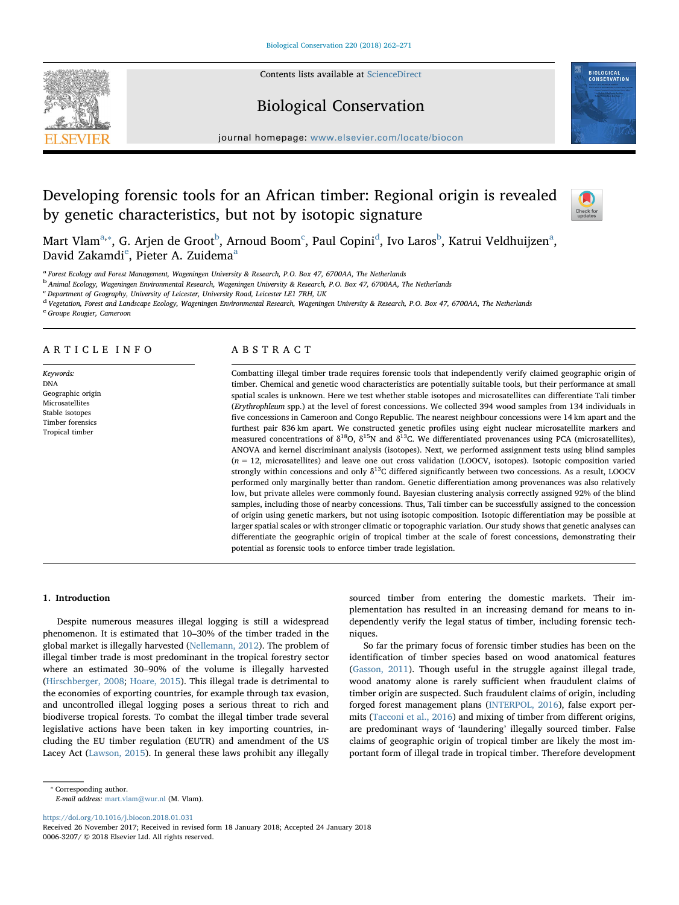# Developing forensic tools for an African timber: Regional origin is revealed by genetic characteristics, but not by isotopic signature

Mart Vlam[a,*], G. Arjen de Groot[b], Arnoud Boom[c], Paul Copini[d], Ivo Laros[b], Katrui Veldhuijzen[a], David Zakamdi[e], Pieter A. Zuidema[a]

[a] Forest Ecology and Forest Management, Wageningen University & Research, P.O. Box 47, 6700AA, The Netherlands
[b] Animal Ecology, Wageningen Environmental Research, Wageningen University & Research, P.O. Box 47, 6700AA, The Netherlands
[c] Department of Geography, University of Leicester, University Road, Leicester LE1 7RH, UK
[d] Vegetation, Forest and Landscape Ecology, Wageningen Environmental Research, Wageningen University & Research, P.O. Box 47, 6700AA, The Netherlands
[e] Groupe Rougier, Cameroon

## ARTICLE INFO

*Keywords:*
DNA
Geographic origin
Microsatellites
Stable isotopes
Timber forensics
Tropical timber

## ABSTRACT

Combatting illegal timber trade requires forensic tools that independently verify claimed geographic origin of timber. Chemical and genetic wood characteristics are potentially suitable tools, but their performance at small spatial scales is unknown. Here we test whether stable isotopes and microsatellites can differentiate Tali timber (*Erythrophleum* spp.) at the level of forest concessions. We collected 394 wood samples from 134 individuals in five concessions in Cameroon and Congo Republic. The nearest neighbour concessions were 14 km apart and the furthest pair 836 km apart. We constructed genetic profiles using eight nuclear microsatellite markers and measured concentrations of $\delta^{18}O$, $\delta^{15}N$ and $\delta^{13}C$. We differentiated provenances using PCA (microsatellites), ANOVA and kernel discriminant analysis (isotopes). Next, we performed assignment tests using blind samples ($n = 12$, microsatellites) and leave one out cross validation (LOOCV, isotopes). Isotopic composition varied strongly within concessions and only $\delta^{13}C$ differed significantly between two concessions. As a result, LOOCV performed only marginally better than random. Genetic differentiation among provenances was also relatively low, but private alleles were commonly found. Bayesian clustering analysis correctly assigned 92% of the blind samples, including those of nearby concessions. Thus, Tali timber can be successfully assigned to the concession of origin using genetic markers, but not using isotopic composition. Isotopic differentiation may be possible at larger spatial scales or with stronger climatic or topographic variation. Our study shows that genetic analyses can differentiate the geographic origin of tropical timber at the scale of forest concessions, demonstrating their potential as forensic tools to enforce timber trade legislation.

## 1. Introduction

Despite numerous measures illegal logging is still a widespread phenomenon. It is estimated that 10–30% of the timber traded in the global market is illegally harvested (Nellemann, 2012). The problem of illegal timber trade is most predominant in the tropical forestry sector where an estimated 30–90% of the volume is illegally harvested (Hirschberger, 2008; Hoare, 2015). This illegal trade is detrimental to the economies of exporting countries, for example through tax evasion, and uncontrolled illegal logging poses a serious threat to rich and biodiverse tropical forests. To combat the illegal timber trade several legislative actions have been taken in key importing countries, including the EU timber regulation (EUTR) and amendment of the US Lacey Act (Lawson, 2015). In general these laws prohibit any illegally sourced timber from entering the domestic markets. Their implementation has resulted in an increasing demand for means to independently verify the legal status of timber, including forensic techniques.

So far the primary focus of forensic timber studies has been on the identification of timber species based on wood anatomical features (Gasson, 2011). Though useful in the struggle against illegal trade, wood anatomy alone is rarely sufficient when fraudulent claims of timber origin are suspected. Such fraudulent claims of origin, including forged forest management plans (INTERPOL, 2016), false export permits (Tacconi et al., 2016) and mixing of timber from different origins, are predominant ways of 'laundering' illegally sourced timber. False claims of geographic origin of tropical timber are likely the most important form of illegal trade in tropical timber. Therefore development

* Corresponding author.
*E-mail address:* mart.vlam@wur.nl (M. Vlam).

https://doi.org/10.1016/j.biocon.2018.01.031
Received 26 November 2017; Received in revised form 18 January 2018; Accepted 24 January 2018
0006-3207/ © 2018 Elsevier Ltd. All rights reserved.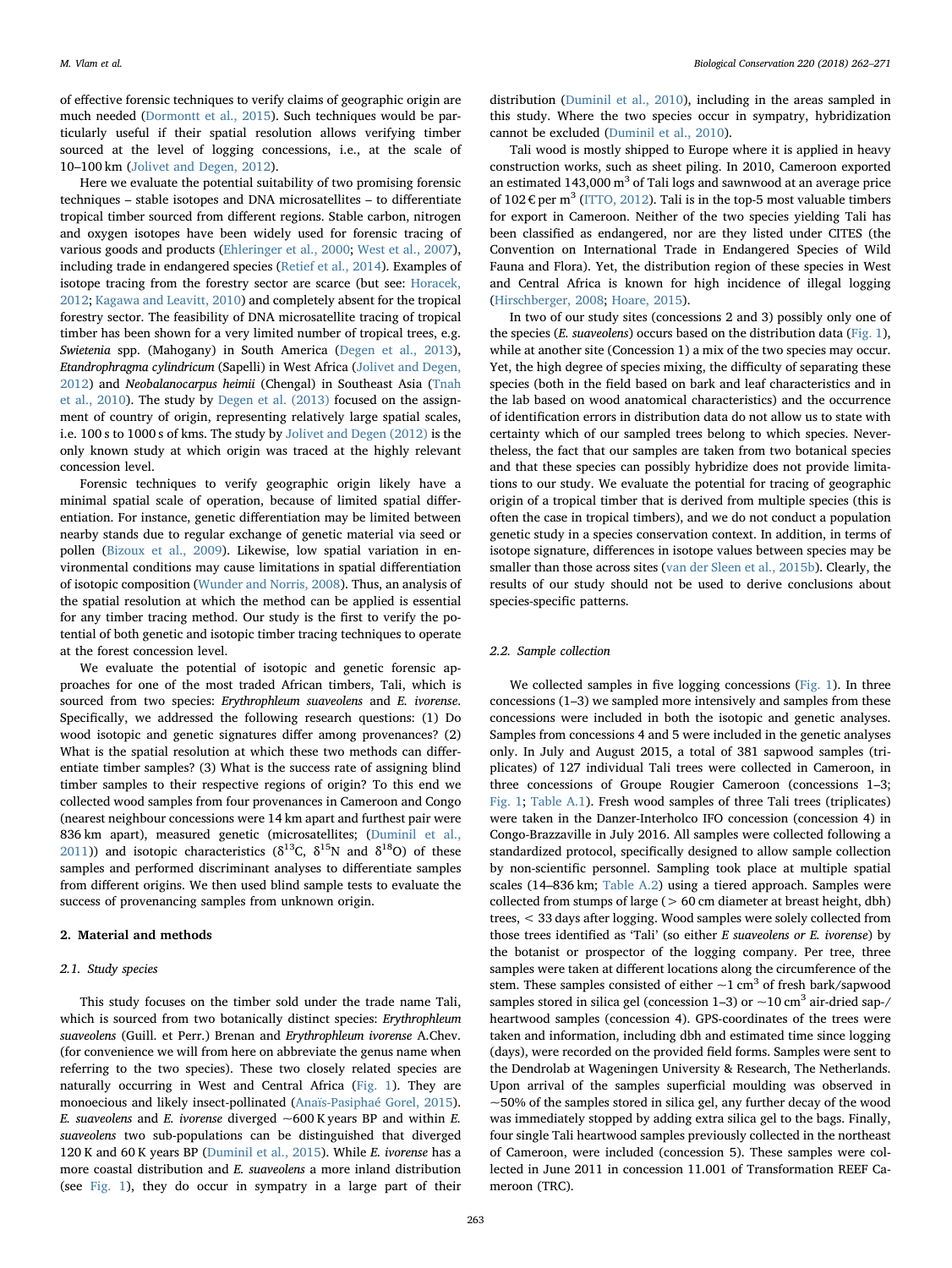of effective forensic techniques to verify claims of geographic origin are much needed (Dormontt et al., 2015). Such techniques would be particularly useful if their spatial resolution allows verifying timber sourced at the level of logging concessions, i.e., at the scale of 10–100 km (Jolivet and Degen, 2012).

Here we evaluate the potential suitability of two promising forensic techniques – stable isotopes and DNA microsatellites – to differentiate tropical timber sourced from different regions. Stable carbon, nitrogen and oxygen isotopes have been widely used for forensic tracing of various goods and products (Ehleringer et al., 2000; West et al., 2007), including trade in endangered species (Retief et al., 2014). Examples of isotope tracing from the forestry sector are scarce (but see: Horacek, 2012; Kagawa and Leavitt, 2010) and completely absent for the tropical forestry sector. The feasibility of DNA microsatellite tracing of tropical timber has been shown for a very limited number of tropical trees, e.g. *Swietenia* spp. (Mahogany) in South America (Degen et al., 2013), *Etandrophragma cylindricum* (Sapelli) in West Africa (Jolivet and Degen, 2012) and *Neobalanocarpus heimii* (Chengal) in Southeast Asia (Tnah et al., 2010). The study by Degen et al. (2013) focused on the assignment of country of origin, representing relatively large spatial scales, i.e. 100 s to 1000 s of kms. The study by Jolivet and Degen (2012) is the only known study at which origin was traced at the highly relevant concession level.

Forensic techniques to verify geographic origin likely have a minimal spatial scale of operation, because of limited spatial differentiation. For instance, genetic differentiation may be limited between nearby stands due to regular exchange of genetic material via seed or pollen (Bizoux et al., 2009). Likewise, low spatial variation in environmental conditions may cause limitations in spatial differentiation of isotopic composition (Wunder and Norris, 2008). Thus, an analysis of the spatial resolution at which the method can be applied is essential for any timber tracing method. Our study is the first to verify the potential of both genetic and isotopic timber tracing techniques to operate at the forest concession level.

We evaluate the potential of isotopic and genetic forensic approaches for one of the most traded African timbers, Tali, which is sourced from two species: *Erythrophleum suaveolens* and *E. ivorense*. Specifically, we addressed the following research questions: (1) Do wood isotopic and genetic signatures differ among provenances? (2) What is the spatial resolution at which these two methods can differentiate timber samples? (3) What is the success rate of assigning blind timber samples to their respective regions of origin? To this end we collected wood samples from four provenances in Cameroon and Congo (nearest neighbour concessions were 14 km apart and furthest pair were 836 km apart), measured genetic (microsatellites; (Duminil et al., 2011)) and isotopic characteristics ($\delta^{13}$C, $\delta^{15}$N and $\delta^{18}$O) of these samples and performed discriminant analyses to differentiate samples from different origins. We then used blind sample tests to evaluate the success of provenancing samples from unknown origin.

## 2. Material and methods

### 2.1. Study species

This study focuses on the timber sold under the trade name Tali, which is sourced from two botanically distinct species: *Erythrophleum suaveolens* (Guill. et Perr.) Brenan and *Erythrophleum ivorense* A.Chev. (for convenience we will from here on abbreviate the genus name when referring to the two species). These two closely related species are naturally occurring in West and Central Africa (Fig. 1). They are monoecious and likely insect-pollinated (Anaïs-Pasiphaé Gorel, 2015). *E. suaveolens* and *E. ivorense* diverged ~600 K years BP and within *E. suaveolens* two sub-populations can be distinguished that diverged 120 K and 60 K years BP (Duminil et al., 2015). While *E. ivorense* has a more coastal distribution and *E. suaveolens* a more inland distribution (see Fig. 1), they do occur in sympatry in a large part of their distribution (Duminil et al., 2010), including in the areas sampled in this study. Where the two species occur in sympatry, hybridization cannot be excluded (Duminil et al., 2010).

Tali wood is mostly shipped to Europe where it is applied in heavy construction works, such as sheet piling. In 2010, Cameroon exported an estimated 143,000 m$^3$ of Tali logs and sawnwood at an average price of 102 € per m$^3$ (ITTO, 2012). Tali is in the top-5 most valuable timbers for export in Cameroon. Neither of the two species yielding Tali has been classified as endangered, nor are they listed under CITES (the Convention on International Trade in Endangered Species of Wild Fauna and Flora). Yet, the distribution region of these species in West and Central Africa is known for high incidence of illegal logging (Hirschberger, 2008; Hoare, 2015).

In two of our study sites (concessions 2 and 3) possibly only one of the species (*E. suaveolens*) occurs based on the distribution data (Fig. 1), while at another site (Concession 1) a mix of the two species may occur. Yet, the high degree of species mixing, the difficulty of separating these species (both in the field based on bark and leaf characteristics and in the lab based on wood anatomical characteristics) and the occurrence of identification errors in distribution data do not allow us to state with certainty which of our sampled trees belong to which species. Nevertheless, the fact that our samples are taken from two botanical species and that these species can possibly hybridize does not provide limitations to our study. We evaluate the potential for tracing of geographic origin of a tropical timber that is derived from multiple species (this is often the case in tropical timbers), and we do not conduct a population genetic study in a species conservation context. In addition, in terms of isotope signature, differences in isotope values between species may be smaller than those across sites (van der Sleen et al., 2015b). Clearly, the results of our study should not be used to derive conclusions about species-specific patterns.

### 2.2. Sample collection

We collected samples in five logging concessions (Fig. 1). In three concessions (1–3) we sampled more intensively and samples from these concessions were included in both the isotopic and genetic analyses. Samples from concessions 4 and 5 were included in the genetic analyses only. In July and August 2015, a total of 381 sapwood samples (triplicates) of 127 individual Tali trees were collected in Cameroon, in three concessions of Groupe Rougier Cameroon (concessions 1–3; Fig. 1; Table A.1). Fresh wood samples of three Tali trees (triplicates) were taken in the Danzer-Interholco IFO concession (concession 4) in Congo-Brazzaville in July 2016. All samples were collected following a standardized protocol, specifically designed to allow sample collection by non-scientific personnel. Sampling took place at multiple spatial scales (14–836 km; Table A.2) using a tiered approach. Samples were collected from stumps of large (> 60 cm diameter at breast height, dbh) trees, < 33 days after logging. Wood samples were solely collected from those trees identified as 'Tali' (so either *E suaveolens or E. ivorense*) by the botanist or prospector of the logging company. Per tree, three samples were taken at different locations along the circumference of the stem. These samples consisted of either ~1 cm$^3$ of fresh bark/sapwood samples stored in silica gel (concession 1–3) or ~10 cm$^3$ air-dried sap-/heartwood samples (concession 4). GPS-coordinates of the trees were taken and information, including dbh and estimated time since logging (days), were recorded on the provided field forms. Samples were sent to the Dendrolab at Wageningen University & Research, The Netherlands. Upon arrival of the samples superficial moulding was observed in ~50% of the samples stored in silica gel, any further decay of the wood was immediately stopped by adding extra silica gel to the bags. Finally, four single Tali heartwood samples previously collected in the northeast of Cameroon, were included (concession 5). These samples were collected in June 2011 in concession 11.001 of Transformation REEF Cameroon (TRC).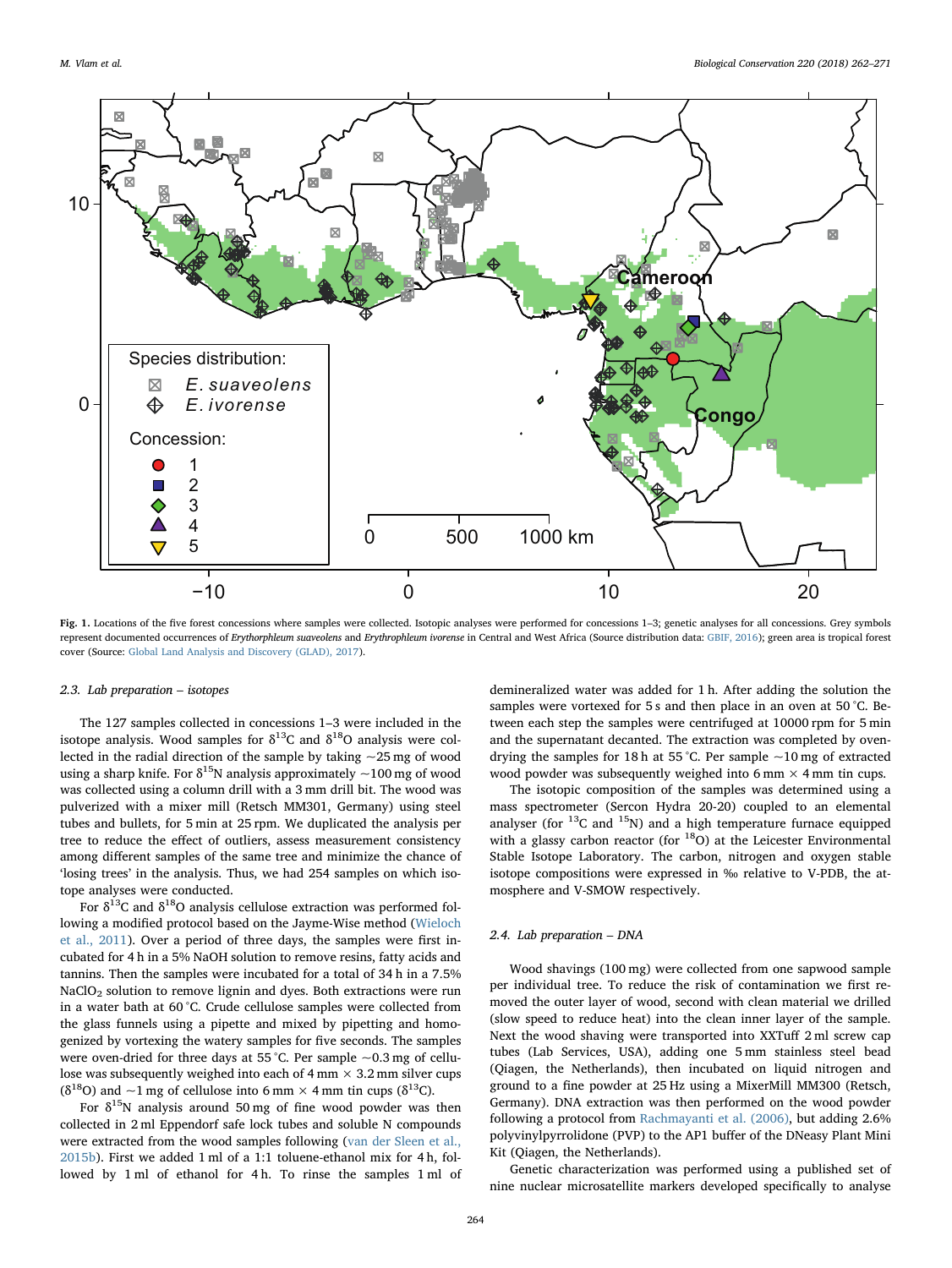**Fig. 1.** Locations of the five forest concessions where samples were collected. Isotopic analyses were performed for concessions 1–3; genetic analyses for all concessions. Grey symbols represent documented occurrences of *Erythorphleum suaveolens* and *Erythrophleum ivorense* in Central and West Africa (Source distribution data: GBIF, 2016); green area is tropical forest cover (Source: Global Land Analysis and Discovery (GLAD), 2017).

### 2.3. Lab preparation – isotopes

The 127 samples collected in concessions 1–3 were included in the isotope analysis. Wood samples for $\delta^{13}C$ and $\delta^{18}O$ analysis were collected in the radial direction of the sample by taking ~25 mg of wood using a sharp knife. For $\delta^{15}N$ analysis approximately ~100 mg of wood was collected using a column drill with a 3 mm drill bit. The wood was pulverized with a mixer mill (Retsch MM301, Germany) using steel tubes and bullets, for 5 min at 25 rpm. We duplicated the analysis per tree to reduce the effect of outliers, assess measurement consistency among different samples of the same tree and minimize the chance of 'losing trees' in the analysis. Thus, we had 254 samples on which isotope analyses were conducted.

For $\delta^{13}C$ and $\delta^{18}O$ analysis cellulose extraction was performed following a modified protocol based on the Jayme-Wise method (Wieloch et al., 2011). Over a period of three days, the samples were first incubated for 4 h in a 5% NaOH solution to remove resins, fatty acids and tannins. Then the samples were incubated for a total of 34 h in a 7.5% $NaClO_2$ solution to remove lignin and dyes. Both extractions were run in a water bath at 60 °C. Crude cellulose samples were collected from the glass funnels using a pipette and mixed by pipetting and homogenized by vortexing the watery samples for five seconds. The samples were oven-dried for three days at 55 °C. Per sample ~0.3 mg of cellulose was subsequently weighed into each of 4 mm × 3.2 mm silver cups ($\delta^{18}O$) and ~1 mg of cellulose into 6 mm × 4 mm tin cups ($\delta^{13}C$).

For $\delta^{15}N$ analysis around 50 mg of fine wood powder was then collected in 2 ml Eppendorf safe lock tubes and soluble N compounds were extracted from the wood samples following (van der Sleen et al., 2015b). First we added 1 ml of a 1:1 toluene-ethanol mix for 4 h, followed by 1 ml of ethanol for 4 h. To rinse the samples 1 ml of demineralized water was added for 1 h. After adding the solution the samples were vortexed for 5 s and then place in an oven at 50 °C. Between each step the samples were centrifuged at 10000 rpm for 5 min and the supernatant decanted. The extraction was completed by oven-drying the samples for 18 h at 55 °C. Per sample ~10 mg of extracted wood powder was subsequently weighed into 6 mm × 4 mm tin cups.

The isotopic composition of the samples was determined using a mass spectrometer (Sercon Hydra 20-20) coupled to an elemental analyser (for $^{13}C$ and $^{15}N$) and a high temperature furnace equipped with a glassy carbon reactor (for $^{18}O$) at the Leicester Environmental Stable Isotope Laboratory. The carbon, nitrogen and oxygen stable isotope compositions were expressed in ‰ relative to V-PDB, the atmosphere and V-SMOW respectively.

### 2.4. Lab preparation – DNA

Wood shavings (100 mg) were collected from one sapwood sample per individual tree. To reduce the risk of contamination we first removed the outer layer of wood, second with clean material we drilled (slow speed to reduce heat) into the clean inner layer of the sample. Next the wood shaving were transported into XXTuff 2 ml screw cap tubes (Lab Services, USA), adding one 5 mm stainless steel bead (Qiagen, the Netherlands), then incubated on liquid nitrogen and ground to a fine powder at 25 Hz using a MixerMill MM300 (Retsch, Germany). DNA extraction was then performed on the wood powder following a protocol from Rachmayanti et al. (2006), but adding 2.6% polyvinylpyrrolidone (PVP) to the AP1 buffer of the DNeasy Plant Mini Kit (Qiagen, the Netherlands).

Genetic characterization was performed using a published set of nine nuclear microsatellite markers developed specifically to analyse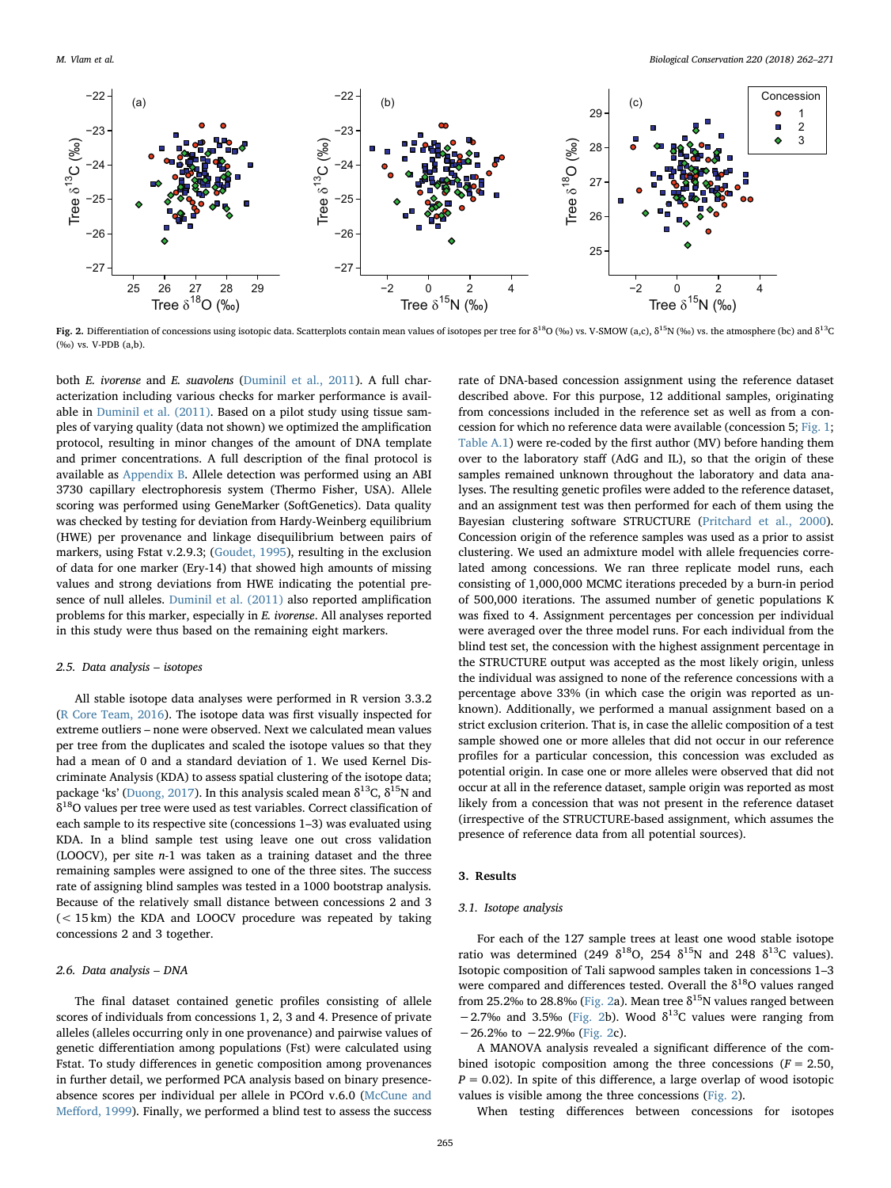**Fig. 2.** Differentiation of concessions using isotopic data. Scatterplots contain mean values of isotopes per tree for $\delta^{18}$O (‰) vs. V-SMOW (a,c), $\delta^{15}$N (‰) vs. the atmosphere (bc) and $\delta^{13}$C (‰) vs. V-PDB (a,b).

both *E. ivorense* and *E. suavolens* (Duminil et al., 2011). A full characterization including various checks for marker performance is available in Duminil et al. (2011). Based on a pilot study using tissue samples of varying quality (data not shown) we optimized the amplification protocol, resulting in minor changes of the amount of DNA template and primer concentrations. A full description of the final protocol is available as Appendix B. Allele detection was performed using an ABI 3730 capillary electrophoresis system (Thermo Fisher, USA). Allele scoring was performed using GeneMarker (SoftGenetics). Data quality was checked by testing for deviation from Hardy-Weinberg equilibrium (HWE) per provenance and linkage disequilibrium between pairs of markers, using Fstat v.2.9.3; (Goudet, 1995), resulting in the exclusion of data for one marker (Ery-14) that showed high amounts of missing values and strong deviations from HWE indicating the potential presence of null alleles. Duminil et al. (2011) also reported amplification problems for this marker, especially in *E. ivorense*. All analyses reported in this study were thus based on the remaining eight markers.

### 2.5. Data analysis – isotopes

All stable isotope data analyses were performed in R version 3.3.2 (R Core Team, 2016). The isotope data was first visually inspected for extreme outliers – none were observed. Next we calculated mean values per tree from the duplicates and scaled the isotope values so that they had a mean of 0 and a standard deviation of 1. We used Kernel Discriminate Analysis (KDA) to assess spatial clustering of the isotope data; package 'ks' (Duong, 2017). In this analysis scaled mean $\delta^{13}$C, $\delta^{15}$N and $\delta^{18}$O values per tree were used as test variables. Correct classification of each sample to its respective site (concessions 1–3) was evaluated using KDA. In a blind sample test using leave one out cross validation (LOOCV), per site $n$-1 was taken as a training dataset and the three remaining samples were assigned to one of the three sites. The success rate of assigning blind samples was tested in a 1000 bootstrap analysis. Because of the relatively small distance between concessions 2 and 3 (< 15 km) the KDA and LOOCV procedure was repeated by taking concessions 2 and 3 together.

### 2.6. Data analysis – DNA

The final dataset contained genetic profiles consisting of allele scores of individuals from concessions 1, 2, 3 and 4. Presence of private alleles (alleles occurring only in one provenance) and pairwise values of genetic differentiation among populations (Fst) were calculated using Fstat. To study differences in genetic composition among provenances in further detail, we performed PCA analysis based on binary presence-absence scores per individual per allele in PCOrd v.6.0 (McCune and Mefford, 1999). Finally, we performed a blind test to assess the success rate of DNA-based concession assignment using the reference dataset described above. For this purpose, 12 additional samples, originating from concessions included in the reference set as well as from a concession for which no reference data were available (concession 5; Fig. 1; Table A.1) were re-coded by the first author (MV) before handing them over to the laboratory staff (AdG and IL), so that the origin of these samples remained unknown throughout the laboratory and data analyses. The resulting genetic profiles were added to the reference dataset, and an assignment test was then performed for each of them using the Bayesian clustering software STRUCTURE (Pritchard et al., 2000). Concession origin of the reference samples was used as a prior to assist clustering. We used an admixture model with allele frequencies correlated among concessions. We ran three replicate model runs, each consisting of 1,000,000 MCMC iterations preceded by a burn-in period of 500,000 iterations. The assumed number of genetic populations K was fixed to 4. Assignment percentages per concession per individual were averaged over the three model runs. For each individual from the blind test set, the concession with the highest assignment percentage in the STRUCTURE output was accepted as the most likely origin, unless the individual was assigned to none of the reference concessions with a percentage above 33% (in which case the origin was reported as unknown). Additionally, we performed a manual assignment based on a strict exclusion criterion. That is, in case the allelic composition of a test sample showed one or more alleles that did not occur in our reference profiles for a particular concession, this concession was excluded as potential origin. In case one or more alleles were observed that did not occur at all in the reference dataset, sample origin was reported as most likely from a concession that was not present in the reference dataset (irrespective of the STRUCTURE-based assignment, which assumes the presence of reference data from all potential sources).

## 3. Results

### 3.1. Isotope analysis

For each of the 127 sample trees at least one wood stable isotope ratio was determined (249 $\delta^{18}$O, 254 $\delta^{15}$N and 248 $\delta^{13}$C values). Isotopic composition of Tali sapwood samples taken in concessions 1–3 were compared and differences tested. Overall the $\delta^{18}$O values ranged from 25.2‰ to 28.8‰ (Fig. 2a). Mean tree $\delta^{15}$N values ranged between −2.7‰ and 3.5‰ (Fig. 2b). Wood $\delta^{13}$C values were ranging from −26.2‰ to −22.9‰ (Fig. 2c).

A MANOVA analysis revealed a significant difference of the combined isotopic composition among the three concessions ($F = 2.50$, $P = 0.02$). In spite of this difference, a large overlap of wood isotopic values is visible among the three concessions (Fig. 2).

When testing differences between concessions for isotopes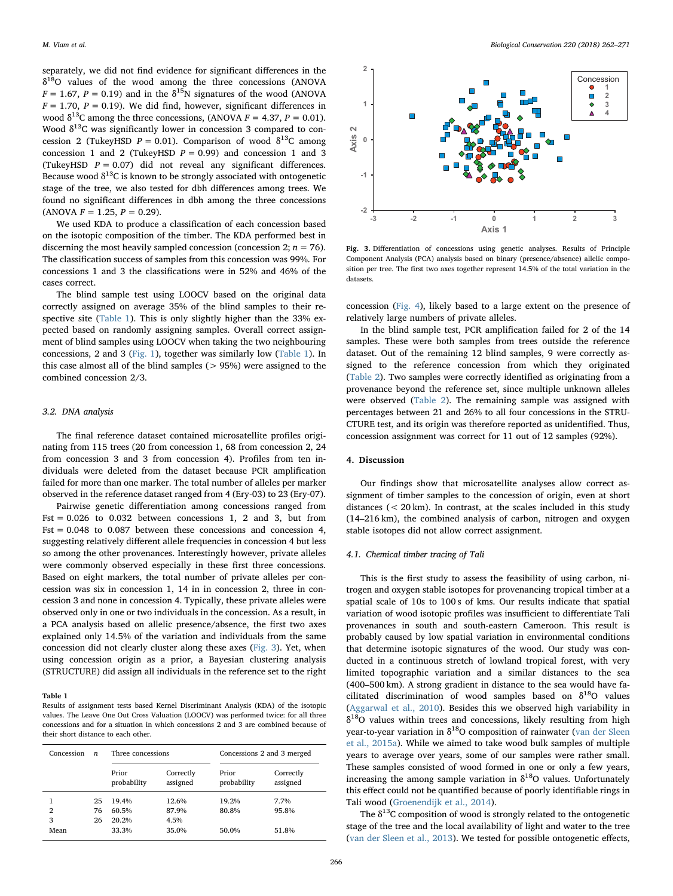separately, we did not find evidence for significant differences in the $\delta^{18}O$ values of the wood among the three concessions (ANOVA $F = 1.67$, $P = 0.19$) and in the $\delta^{15}N$ signatures of the wood (ANOVA $F = 1.70$, $P = 0.19$). We did find, however, significant differences in wood $\delta^{13}C$ among the three concessions, (ANOVA $F = 4.37$, $P = 0.01$). Wood $\delta^{13}C$ was significantly lower in concession 3 compared to concession 2 (TukeyHSD $P = 0.01$). Comparison of wood $\delta^{13}C$ among concession 1 and 2 (TukeyHSD $P = 0.99$) and concession 1 and 3 (TukeyHSD $P = 0.07$) did not reveal any significant differences. Because wood $\delta^{13}C$ is known to be strongly associated with ontogenetic stage of the tree, we also tested for dbh differences among trees. We found no significant differences in dbh among the three concessions (ANOVA $F = 1.25$, $P = 0.29$).

We used KDA to produce a classification of each concession based on the isotopic composition of the timber. The KDA performed best in discerning the most heavily sampled concession (concession 2; $n = 76$). The classification success of samples from this concession was 99%. For concessions 1 and 3 the classifications were in 52% and 46% of the cases correct.

The blind sample test using LOOCV based on the original data correctly assigned on average 35% of the blind samples to their respective site (Table 1). This is only slightly higher than the 33% expected based on randomly assigning samples. Overall correct assignment of blind samples using LOOCV when taking the two neighbouring concessions, 2 and 3 (Fig. 1), together was similarly low (Table 1). In this case almost all of the blind samples (> 95%) were assigned to the combined concession 2/3.

### 3.2. DNA analysis

The final reference dataset contained microsatellite profiles originating from 115 trees (20 from concession 1, 68 from concession 2, 24 from concession 3 and 3 from concession 4). Profiles from ten individuals were deleted from the dataset because PCR amplification failed for more than one marker. The total number of alleles per marker observed in the reference dataset ranged from 4 (Ery-03) to 23 (Ery-07).

Pairwise genetic differentiation among concessions ranged from Fst = 0.026 to 0.032 between concessions 1, 2 and 3, but from Fst = 0.048 to 0.087 between these concessions and concession 4, suggesting relatively different allele frequencies in concession 4 but less so among the other provenances. Interestingly however, private alleles were commonly observed especially in these first three concessions. Based on eight markers, the total number of private alleles per concession was six in concession 1, 14 in in concession 2, three in concession 3 and none in concession 4. Typically, these private alleles were observed only in one or two individuals in the concession. As a result, in a PCA analysis based on allelic presence/absence, the first two axes explained only 14.5% of the variation and individuals from the same concession did not clearly cluster along these axes (Fig. 3). Yet, when using concession origin as a prior, a Bayesian clustering analysis (STRUCTURE) did assign all individuals in the reference set to the right concession (Fig. 4), likely based to a large extent on the presence of relatively large numbers of private alleles.

In the blind sample test, PCR amplification failed for 2 of the 14 samples. These were both samples from trees outside the reference dataset. Out of the remaining 12 blind samples, 9 were correctly assigned to the reference concession from which they originated (Table 2). Two samples were correctly identified as originating from a provenance beyond the reference set, since multiple unknown alleles were observed (Table 2). The remaining sample was assigned with percentages between 21 and 26% to all four concessions in the STRUCTURE test, and its origin was therefore reported as unidentified. Thus, concession assignment was correct for 11 out of 12 samples (92%).

**Table 1**
Results of assignment tests based Kernel Discriminant Analysis (KDA) of the isotopic values. The Leave One Out Cross Valuation (LOOCV) was performed twice: for all three concessions and for a situation in which concessions 2 and 3 are combined because of their short distance to each other.

| Concession | n | Three concessions | | Concessions 2 and 3 merged | |
|---|---|---|---|---|---|
| | | Prior probability | Correctly assigned | Prior probability | Correctly assigned |
| 1 | 25 | 19.4% | 12.6% | 19.2% | 7.7% |
| 2 | 76 | 60.5% | 87.9% | 80.8% | 95.8% |
| 3 | 26 | 20.2% | 4.5% | | |
| Mean | | 33.3% | 35.0% | 50.0% | 51.8% |

**Fig. 3.** Differentiation of concessions using genetic analyses. Results of Principle Component Analysis (PCA) analysis based on binary (presence/absence) allelic composition per tree. The first two axes together represent 14.5% of the total variation in the datasets.

## 4. Discussion

Our findings show that microsatellite analyses allow correct assignment of timber samples to the concession of origin, even at short distances (< 20 km). In contrast, at the scales included in this study (14–216 km), the combined analysis of carbon, nitrogen and oxygen stable isotopes did not allow correct assignment.

### 4.1. Chemical timber tracing of Tali

This is the first study to assess the feasibility of using carbon, nitrogen and oxygen stable isotopes for provenancing tropical timber at a spatial scale of 10s to 100 s of kms. Our results indicate that spatial variation of wood isotopic profiles was insufficient to differentiate Tali provenances in south and south-eastern Cameroon. This result is probably caused by low spatial variation in environmental conditions that determine isotopic signatures of the wood. Our study was conducted in a continuous stretch of lowland tropical forest, with very limited topographic variation and a similar distances to the sea (400–500 km). A strong gradient in distance to the sea would have facilitated discrimination of wood samples based on $\delta^{18}O$ values (Aggarwal et al., 2010). Besides this we observed high variability in $\delta^{18}O$ values within trees and concessions, likely resulting from high year-to-year variation in $\delta^{18}O$ composition of rainwater (van der Sleen et al., 2015a). While we aimed to take wood bulk samples of multiple years to average over years, some of our samples were rather small. These samples consisted of wood formed in one or only a few years, increasing the among sample variation in $\delta^{18}O$ values. Unfortunately this effect could not be quantified because of poorly identifiable rings in Tali wood (Groenendijk et al., 2014).

The $\delta^{13}C$ composition of wood is strongly related to the ontogenetic stage of the tree and the local availability of light and water to the tree (van der Sleen et al., 2013). We tested for possible ontogenetic effects,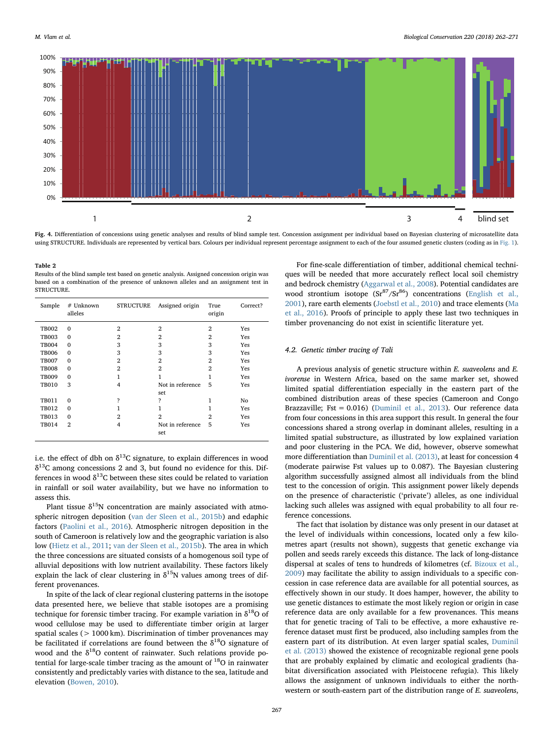Fig. 4. Differentiation of concessions using genetic analyses and results of blind sample test. Concession assignment per individual based on Bayesian clustering of microsatellite data using STRUCTURE. Individuals are represented by vertical bars. Colours per individual represent percentage assignment to each of the four assumed genetic clusters (coding as in Fig. 1).

**Table 2**
Results of the blind sample test based on genetic analysis. Assigned concession origin was based on a combination of the presence of unknown alleles and an assignment test in STRUCTURE.

| Sample | # Unknown alleles | STRUCTURE | Assigned origin | True origin | Correct? |
|---|---|---|---|---|---|
| TB002 | 0 | 2 | 2 | 2 | Yes |
| TB003 | 0 | 2 | 2 | 2 | Yes |
| TB004 | 0 | 3 | 3 | 3 | Yes |
| TB006 | 0 | 3 | 3 | 3 | Yes |
| TB007 | 0 | 2 | 2 | 2 | Yes |
| TB008 | 0 | 2 | 2 | 2 | Yes |
| TB009 | 0 | 1 | 1 | 1 | Yes |
| TB010 | 3 | 4 | Not in reference set | 5 | Yes |
| TB011 | 0 | ? | ? | 1 | No |
| TB012 | 0 | 1 | 1 | 1 | Yes |
| TB013 | 0 | 2 | 2 | 2 | Yes |
| TB014 | 2 | 4 | Not in reference set | 5 | Yes |

i.e. the effect of dbh on $\delta^{13}$C signature, to explain differences in wood $\delta^{13}$C among concessions 2 and 3, but found no evidence for this. Differences in wood $\delta^{13}$C between these sites could be related to variation in rainfall or soil water availability, but we have no information to assess this.

Plant tissue $\delta^{15}$N concentration are mainly associated with atmospheric nitrogen deposition (van der Sleen et al., 2015b) and edaphic factors (Paolini et al., 2016). Atmospheric nitrogen deposition in the south of Cameroon is relatively low and the geographic variation is also low (Hietz et al., 2011; van der Sleen et al., 2015b). The area in which the three concessions are situated consists of a homogenous soil type of alluvial depositions with low nutrient availability. These factors likely explain the lack of clear clustering in $\delta^{15}$N values among trees of different provenances.

In spite of the lack of clear regional clustering patterns in the isotope data presented here, we believe that stable isotopes are a promising technique for forensic timber tracing. For example variation in $\delta^{18}$O of wood cellulose may be used to differentiate timber origin at larger spatial scales (> 1000 km). Discrimination of timber provenances may be facilitated if correlations are found between the $\delta^{18}$O signature of wood and the $\delta^{18}$O content of rainwater. Such relations provide potential for large-scale timber tracing as the amount of $^{18}$O in rainwater consistently and predictably varies with distance to the sea, latitude and elevation (Bowen, 2010).

For fine-scale differentiation of timber, additional chemical techniques will be needed that more accurately reflect local soil chemistry and bedrock chemistry (Aggarwal et al., 2008). Potential candidates are wood strontium isotope ($Sr^{87}/Sr^{86}$) concentrations (English et al., 2001), rare earth elements (Joebstl et al., 2010) and trace elements (Ma et al., 2016). Proofs of principle to apply these last two techniques in timber provenancing do not exist in scientific literature yet.

### 4.2. Genetic timber tracing of Tali

A previous analysis of genetic structure within *E. suaveolens* and *E. ivorense* in Western Africa, based on the same marker set, showed limited spatial differentiation especially in the eastern part of the combined distribution areas of these species (Cameroon and Congo Brazzaville; Fst = 0.016) (Duminil et al., 2013). Our reference data from four concessions in this area support this result. In general the four concessions shared a strong overlap in dominant alleles, resulting in a limited spatial substructure, as illustrated by low explained variation and poor clustering in the PCA. We did, however, observe somewhat more differentiation than Duminil et al. (2013), at least for concession 4 (moderate pairwise Fst values up to 0.087). The Bayesian clustering algorithm successfully assigned almost all individuals from the blind test to the concession of origin. This assignment power likely depends on the presence of characteristic ('private') alleles, as one individual lacking such alleles was assigned with equal probability to all four reference concessions.

The fact that isolation by distance was only present in our dataset at the level of individuals within concessions, located only a few kilometres apart (results not shown), suggests that genetic exchange via pollen and seeds rarely exceeds this distance. The lack of long-distance dispersal at scales of tens to hundreds of kilometres (cf. Bizoux et al., 2009) may facilitate the ability to assign individuals to a specific concession in case reference data are available for all potential sources, as effectively shown in our study. It does hamper, however, the ability to use genetic distances to estimate the most likely region or origin in case reference data are only available for a few provenances. This means that for genetic tracing of Tali to be effective, a more exhaustive reference dataset must first be produced, also including samples from the eastern part of its distribution. At even larger spatial scales, Duminil et al. (2013) showed the existence of recognizable regional gene pools that are probably explained by climatic and ecological gradients (habitat diversification associated with Pleistocene refugia). This likely allows the assignment of unknown individuals to either the northwestern or south-eastern part of the distribution range of *E. suaveolens*,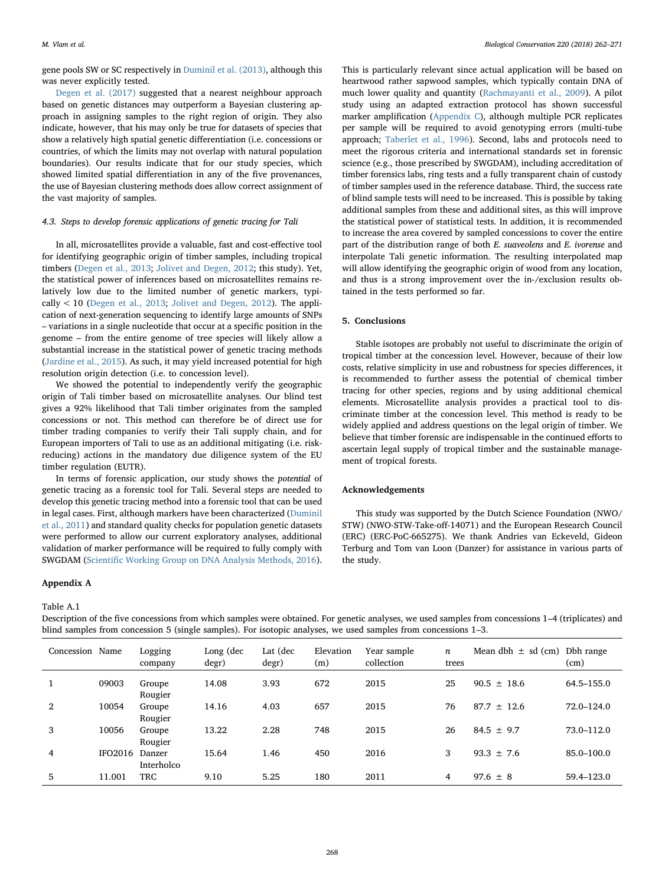gene pools SW or SC respectively in Duminil et al. (2013), although this was never explicitly tested.

Degen et al. (2017) suggested that a nearest neighbour approach based on genetic distances may outperform a Bayesian clustering approach in assigning samples to the right region of origin. They also indicate, however, that his may only be true for datasets of species that show a relatively high spatial genetic differentiation (i.e. concessions or countries, of which the limits may not overlap with natural population boundaries). Our results indicate that for our study species, which showed limited spatial differentiation in any of the five provenances, the use of Bayesian clustering methods does allow correct assignment of the vast majority of samples.

### 4.3. Steps to develop forensic applications of genetic tracing for Tali

In all, microsatellites provide a valuable, fast and cost-effective tool for identifying geographic origin of timber samples, including tropical timbers (Degen et al., 2013; Jolivet and Degen, 2012; this study). Yet, the statistical power of inferences based on microsatellites remains relatively low due to the limited number of genetic markers, typically < 10 (Degen et al., 2013; Jolivet and Degen, 2012). The application of next-generation sequencing to identify large amounts of SNPs – variations in a single nucleotide that occur at a specific position in the genome – from the entire genome of tree species will likely allow a substantial increase in the statistical power of genetic tracing methods (Jardine et al., 2015). As such, it may yield increased potential for high resolution origin detection (i.e. to concession level).

We showed the potential to independently verify the geographic origin of Tali timber based on microsatellite analyses. Our blind test gives a 92% likelihood that Tali timber originates from the sampled concessions or not. This method can therefore be of direct use for timber trading companies to verify their Tali supply chain, and for European importers of Tali to use as an additional mitigating (i.e. risk-reducing) actions in the mandatory due diligence system of the EU timber regulation (EUTR).

In terms of forensic application, our study shows the *potential* of genetic tracing as a forensic tool for Tali. Several steps are needed to develop this genetic tracing method into a forensic tool that can be used in legal cases. First, although markers have been characterized (Duminil et al., 2011) and standard quality checks for population genetic datasets were performed to allow our current exploratory analyses, additional validation of marker performance will be required to fully comply with SWGDAM (Scientific Working Group on DNA Analysis Methods, 2016). This is particularly relevant since actual application will be based on heartwood rather sapwood samples, which typically contain DNA of much lower quality and quantity (Rachmayanti et al., 2009). A pilot study using an adapted extraction protocol has shown successful marker amplification (Appendix C), although multiple PCR replicates per sample will be required to avoid genotyping errors (multi-tube approach; Taberlet et al., 1996). Second, labs and protocols need to meet the rigorous criteria and international standards set in forensic science (e.g., those prescribed by SWGDAM), including accreditation of timber forensics labs, ring tests and a fully transparent chain of custody of timber samples used in the reference database. Third, the success rate of blind sample tests will need to be increased. This is possible by taking additional samples from these and additional sites, as this will improve the statistical power of statistical tests. In addition, it is recommended to increase the area covered by sampled concessions to cover the entire part of the distribution range of both *E. suaveolens* and *E. ivorense* and interpolate Tali genetic information. The resulting interpolated map will allow identifying the geographic origin of wood from any location, and thus is a strong improvement over the in-/exclusion results obtained in the tests performed so far.

## 5. Conclusions

Stable isotopes are probably not useful to discriminate the origin of tropical timber at the concession level. However, because of their low costs, relative simplicity in use and robustness for species differences, it is recommended to further assess the potential of chemical timber tracing for other species, regions and by using additional chemical elements. Microsatellite analysis provides a practical tool to discriminate timber at the concession level. This method is ready to be widely applied and address questions on the legal origin of timber. We believe that timber forensic are indispensable in the continued efforts to ascertain legal supply of tropical timber and the sustainable management of tropical forests.

## Acknowledgements

This study was supported by the Dutch Science Foundation (NWO/STW) (NWO-STW-Take-off-14071) and the European Research Council (ERC) (ERC-PoC-665275). We thank Andries van Eckeveld, Gideon Terburg and Tom van Loon (Danzer) for assistance in various parts of the study.

## Appendix A

Table A.1
Description of the five concessions from which samples were obtained. For genetic analyses, we used samples from concessions 1–4 (triplicates) and blind samples from concession 5 (single samples). For isotopic analyses, we used samples from concessions 1–3.

| Concession | Name | Logging company | Long (dec degr) | Lat (dec degr) | Elevation (m) | Year sample collection | *n* trees | Mean dbh ± sd (cm) | Dbh range (cm) |
|---|---|---|---|---|---|---|---|---|---|
| 1 | 09003 | Groupe Rougier | 14.08 | 3.93 | 672 | 2015 | 25 | 90.5 ± 18.6 | 64.5–155.0 |
| 2 | 10054 | Groupe Rougier | 14.16 | 4.03 | 657 | 2015 | 76 | 87.7 ± 12.6 | 72.0–124.0 |
| 3 | 10056 | Groupe Rougier | 13.22 | 2.28 | 748 | 2015 | 26 | 84.5 ± 9.7 | 73.0–112.0 |
| 4 | IFO2016 | Danzer Interholco | 15.64 | 1.46 | 450 | 2016 | 3 | 93.3 ± 7.6 | 85.0–100.0 |
| 5 | 11.001 | TRC | 9.10 | 5.25 | 180 | 2011 | 4 | 97.6 ± 8 | 59.4–123.0 |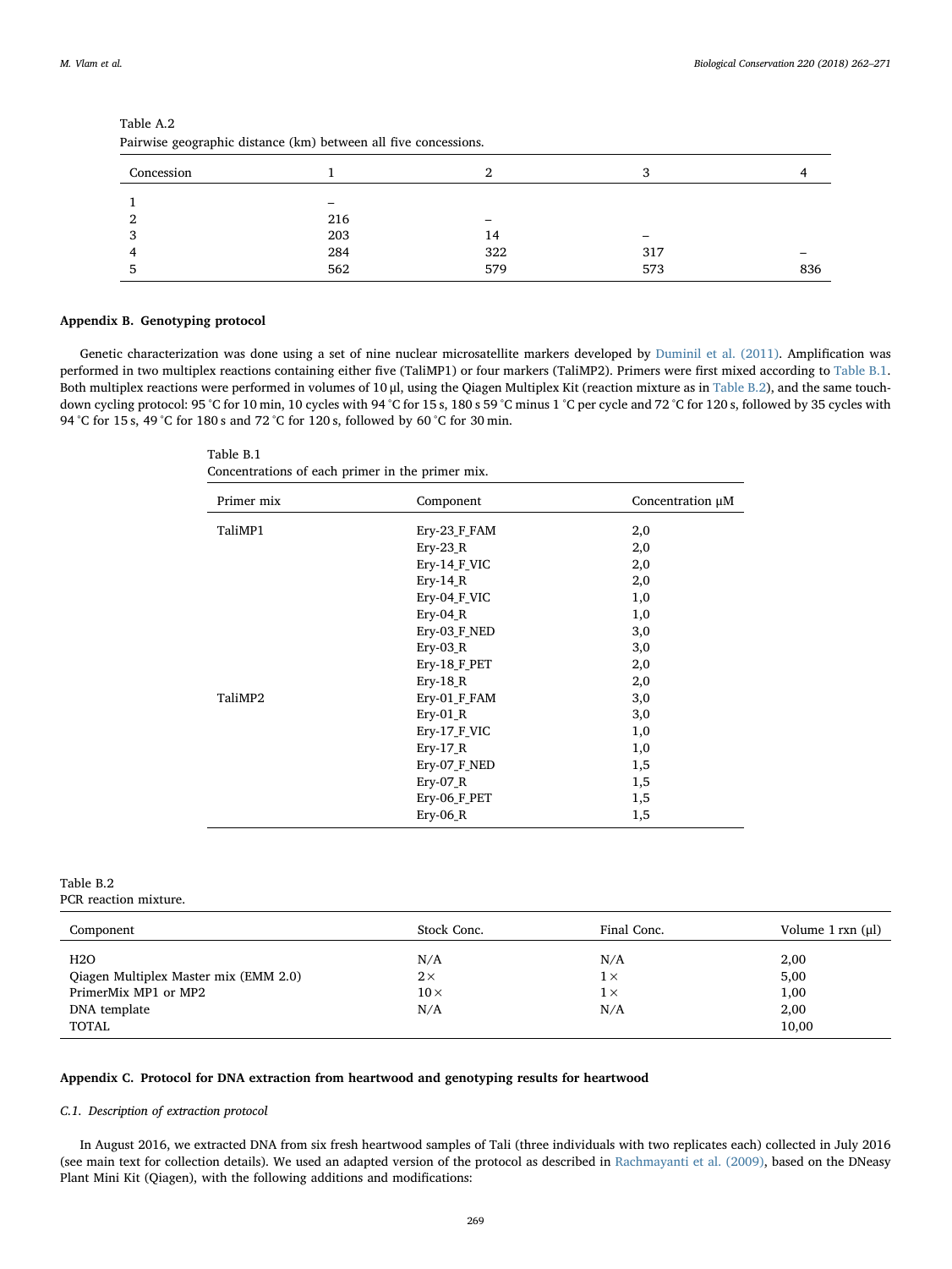Table A.2
Pairwise geographic distance (km) between all five concessions.

| Concession | 1 | 2 | 3 | 4 |
|---|---|---|---|---|
| 1 | – | | | |
| 2 | 216 | – | | |
| 3 | 203 | 14 | – | |
| 4 | 284 | 322 | 317 | – |
| 5 | 562 | 579 | 573 | 836 |

## Appendix B. Genotyping protocol

Genetic characterization was done using a set of nine nuclear microsatellite markers developed by Duminil et al. (2011). Amplification was performed in two multiplex reactions containing either five (TaliMP1) or four markers (TaliMP2). Primers were first mixed according to Table B.1. Both multiplex reactions were performed in volumes of 10 μl, using the Qiagen Multiplex Kit (reaction mixture as in Table B.2), and the same touch-down cycling protocol: 95 °C for 10 min, 10 cycles with 94 °C for 15 s, 180 s 59 °C minus 1 °C per cycle and 72 °C for 120 s, followed by 35 cycles with 94 °C for 15 s, 49 °C for 180 s and 72 °C for 120 s, followed by 60 °C for 30 min.

Table B.1
Concentrations of each primer in the primer mix.

| Primer mix | Component | Concentration μM |
|---|---|---|
| TaliMP1 | Ery-23_F_FAM | 2,0 |
| | Ery-23_R | 2,0 |
| | Ery-14_F_VIC | 2,0 |
| | Ery-14_R | 2,0 |
| | Ery-04_F_VIC | 1,0 |
| | Ery-04_R | 1,0 |
| | Ery-03_F_NED | 3,0 |
| | Ery-03_R | 3,0 |
| | Ery-18_F_PET | 2,0 |
| | Ery-18_R | 2,0 |
| TaliMP2 | Ery-01_F_FAM | 3,0 |
| | Ery-01_R | 3,0 |
| | Ery-17_F_VIC | 1,0 |
| | Ery-17_R | 1,0 |
| | Ery-07_F_NED | 1,5 |
| | Ery-07_R | 1,5 |
| | Ery-06_F_PET | 1,5 |
| | Ery-06_R | 1,5 |

Table B.2
PCR reaction mixture.

| Component | Stock Conc. | Final Conc. | Volume 1 rxn (μl) |
|---|---|---|---|
| H2O | N/A | N/A | 2,00 |
| Qiagen Multiplex Master mix (EMM 2.0) | 2× | 1× | 5,00 |
| PrimerMix MP1 or MP2 | 10× | 1× | 1,00 |
| DNA template | N/A | N/A | 2,00 |
| TOTAL | | | 10,00 |

## Appendix C. Protocol for DNA extraction from heartwood and genotyping results for heartwood

### C.1. Description of extraction protocol

In August 2016, we extracted DNA from six fresh heartwood samples of Tali (three individuals with two replicates each) collected in July 2016 (see main text for collection details). We used an adapted version of the protocol as described in Rachmayanti et al. (2009), based on the DNeasy Plant Mini Kit (Qiagen), with the following additions and modifications: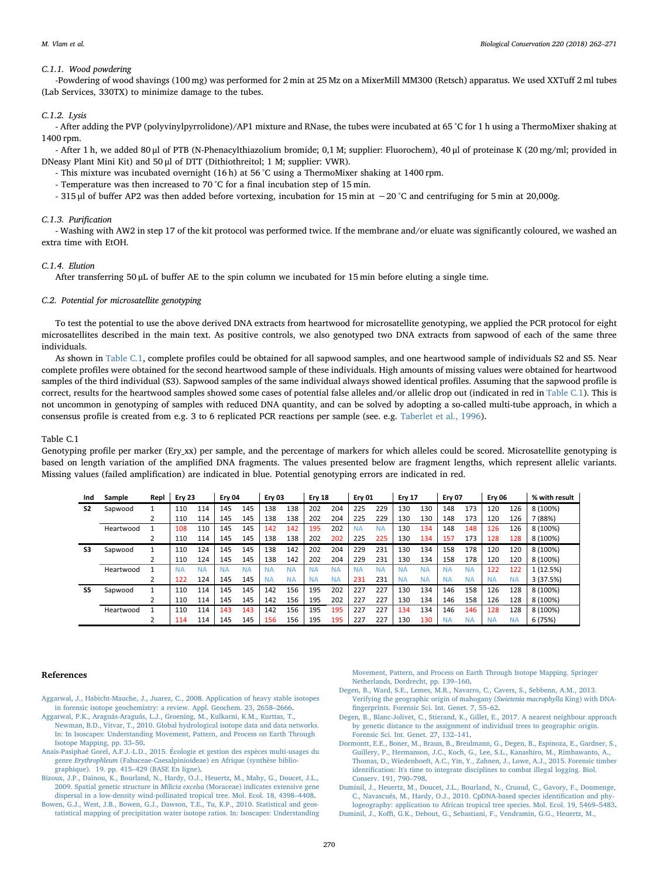#### C.1.1. Wood powdering

-Powdering of wood shavings (100 mg) was performed for 2 min at 25 Mz on a MixerMill MM300 (Retsch) apparatus. We used XXTuff 2 ml tubes (Lab Services, 330TX) to minimize damage to the tubes.

#### C.1.2. Lysis

- After adding the PVP (polyvinylpyrrolidone)/AP1 mixture and RNase, the tubes were incubated at 65 °C for 1 h using a ThermoMixer shaking at 1400 rpm.
- After 1 h, we added 80 µl of PTB (N-Phenacylthiazolium bromide; 0,1 M; supplier: Fluorochem), 40 µl of proteinase K (20 mg/ml; provided in DNeasy Plant Mini Kit) and 50 µl of DTT (Dithiothreitol; 1 M; supplier: VWR).
- This mixture was incubated overnight (16 h) at 56 °C using a ThermoMixer shaking at 1400 rpm.
- Temperature was then increased to 70 °C for a final incubation step of 15 min.
- 315 µl of buffer AP2 was then added before vortexing, incubation for 15 min at −20 °C and centrifuging for 5 min at 20,000*g*.

#### C.1.3. Purification

- Washing with AW2 in step 17 of the kit protocol was performed twice. If the membrane and/or eluate was significantly coloured, we washed an extra time with EtOH.

#### C.1.4. Elution

After transferring 50 µL of buffer AE to the spin column we incubated for 15 min before eluting a single time.

### C.2. Potential for microsatellite genotyping

To test the potential to use the above derived DNA extracts from heartwood for microsatellite genotyping, we applied the PCR protocol for eight microsatellites described in the main text. As positive controls, we also genotyped two DNA extracts from sapwood of each of the same three individuals.

As shown in Table C.1, complete profiles could be obtained for all sapwood samples, and one heartwood sample of individuals S2 and S5. Near complete profiles were obtained for the second heartwood sample of these individuals. High amounts of missing values were obtained for heartwood samples of the third individual (S3). Sapwood samples of the same individual always showed identical profiles. Assuming that the sapwood profile is correct, results for the heartwood samples showed some cases of potential false alleles and/or allelic drop out (indicated in red in Table C.1). This is not uncommon in genotyping of samples with reduced DNA quantity, and can be solved by adopting a so-called multi-tube approach, in which a consensus profile is created from e.g. 3 to 6 replicated PCR reactions per sample (see. e.g. Taberlet et al., 1996).

Table C.1
Genotyping profile per marker (Ery_xx) per sample, and the percentage of markers for which alleles could be scored. Microsatellite genotyping is based on length variation of the amplified DNA fragments. The values presented below are fragment lengths, which represent allelic variants. Missing values (failed amplification) are indicated in blue. Potential genotyping errors are indicated in red.

| Ind | Sample | Repl | Ery 23 | | Ery 04 | | Ery 03 | | Ery 18 | | Ery 01 | | Ery 17 | | Ery 07 | | Ery 06 | | % with result |
|---|---|---|---|---|---|---|---|---|---|---|---|---|---|---|---|---|---|---|---|
| S2 | Sapwood | 1 | 110 | 114 | 145 | 145 | 138 | 138 | 202 | 204 | 225 | 229 | 130 | 130 | 148 | 173 | 120 | 126 | 8 (100%) |
| | | 2 | 110 | 114 | 145 | 145 | 138 | 138 | 202 | 204 | 225 | 229 | 130 | 130 | 148 | 173 | 120 | 126 | 7 (88%) |
| | Heartwood | 1 | 108 | 110 | 145 | 145 | 142 | 142 | 195 | 202 | NA | NA | 130 | 134 | 148 | 148 | 126 | 126 | 8 (100%) |
| | | 2 | 110 | 114 | 145 | 145 | 138 | 138 | 202 | 202 | 225 | 225 | 130 | 134 | 157 | 173 | 128 | 128 | 8 (100%) |
| S3 | Sapwood | 1 | 110 | 124 | 145 | 145 | 138 | 142 | 202 | 204 | 229 | 231 | 130 | 134 | 158 | 178 | 120 | 120 | 8 (100%) |
| | | 2 | 110 | 124 | 145 | 145 | 138 | 142 | 202 | 204 | 229 | 231 | 130 | 134 | 158 | 178 | 120 | 120 | 8 (100%) |
| | Heartwood | 1 | NA | NA | NA | NA | NA | NA | NA | NA | NA | NA | NA | NA | NA | NA | 122 | 122 | 1 (12.5%) |
| | | 2 | 122 | 124 | 145 | 145 | NA | NA | NA | NA | 231 | 231 | NA | NA | NA | NA | NA | NA | 3 (37.5%) |
| S5 | Sapwood | 1 | 110 | 114 | 145 | 145 | 142 | 156 | 195 | 202 | 227 | 227 | 130 | 134 | 146 | 158 | 126 | 128 | 8 (100%) |
| | | 2 | 110 | 114 | 145 | 145 | 142 | 156 | 195 | 202 | 227 | 227 | 130 | 134 | 146 | 158 | 126 | 128 | 8 (100%) |
| | Heartwood | 1 | 110 | 114 | 143 | 143 | 142 | 156 | 195 | 195 | 227 | 227 | 134 | 134 | 146 | 146 | 128 | 128 | 8 (100%) |
| | | 2 | 114 | 114 | 145 | 145 | 156 | 156 | 195 | 195 | 227 | 227 | 130 | 130 | NA | NA | NA | NA | 6 (75%) |

## References

Aggarwal, J., Habicht-Mauche, J., Juarez, C., 2008. Application of heavy stable isotopes in forensic isotope geochemistry: a review. Appl. Geochem. 23, 2658–2666.

Aggarwal, P.K., Araguás-Araguás, L.J., Groening, M., Kulkarni, K.M., Kurttas, T., Newman, B.D., Vitvar, T., 2010. Global hydrological isotope data and data networks. In: In Isoscapes: Understanding Movement, Pattern, and Process on Earth Through Isotope Mapping, pp. 33–50.

Anaïs-Pasiphaé Gorel, A.F.J.-L.D., 2015. Écologie et gestion des espèces multi-usages du genre *Erythrophleum* (Fabaceae-Caesalpinioideae) en Afrique (synthèse bibliographique). 19. pp. 415–429 (BASE En ligne).

Bizoux, J.P., Daïnou, K., Bourland, N., Hardy, O.J., Heuertz, M., Mahy, G., Doucet, J.L., 2009. Spatial genetic structure in *Milicia excelsa* (Moraceae) indicates extensive gene dispersal in a low-density wind-pollinated tropical tree. Mol. Ecol. 18, 4398–4408.

Bowen, G.J., West, J.B., Bowen, G.J., Dawson, T.E., Tu, K.P., 2010. Statistical and geostatistical mapping of precipitation water isotope ratios. In: Isoscapes: Understanding Movement, Pattern, and Process on Earth Through Isotope Mapping. Springer Netherlands, Dordrecht, pp. 139–160.

Degen, B., Ward, S.E., Lemes, M.R., Navarro, C., Cavers, S., Sebbenn, A.M., 2013. Verifying the geographic origin of mahogany (*Swietenia macrophylla* King) with DNA-fingerprints. Forensic Sci. Int. Genet. 7, 55–62.

Degen, B., Blanc-Jolivet, C., Stierand, K., Gillet, E., 2017. A nearest neighbour approach by genetic distance to the assignment of individual trees to geographic origin. Forensic Sci. Int. Genet. 27, 132–141.

Dormontt, E.E., Boner, M., Braun, B., Breulmann, G., Degen, B., Espinoza, E., Gardner, S., Guillery, P., Hermanson, J.C., Koch, G., Lee, S.L., Kanashiro, M., Rimbawanto, A., Thomas, D., Wiedenhoeft, A.C., Yin, Y., Zahnen, J., Lowe, A.J., 2015. Forensic timber identification: It's time to integrate disciplines to combat illegal logging. Biol. Conserv. 191, 790–798.

Duminil, J., Heuertz, M., Doucet, J.L., Bourland, N., Cruaud, C., Gavory, F., Doumenge, C., Navascués, M., Hardy, O.J., 2010. CpDNA-based species identification and phylogeography: application to African tropical tree species. Mol. Ecol. 19, 5469–5483.

Duminil, J., Koffi, G.K., Debout, G., Sebastiani, F., Vendramin, G.G., Heuertz, M.,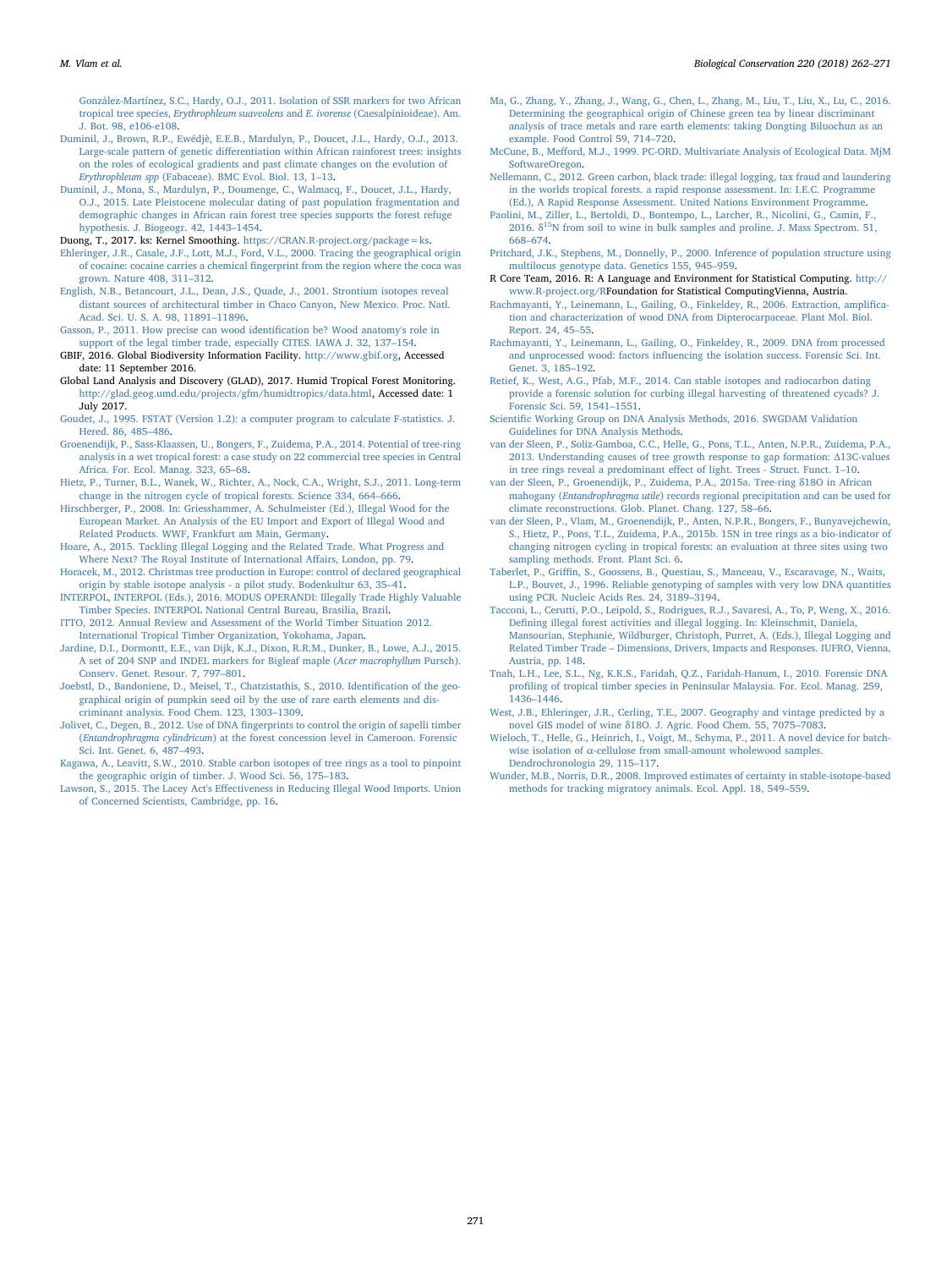González-Martínez, S.C., Hardy, O.J., 2011. Isolation of SSR markers for two African tropical tree species, *Erythrophleum suaveolens* and *E. ivorense* (Caesalpinioideae). Am. J. Bot. 98, e106-e108.

Duminil, J., Brown, R.P., Ewédjè, E.E.B., Mardulyn, P., Doucet, J.L., Hardy, O.J., 2013. Large-scale pattern of genetic differentiation within African rainforest trees: insights on the roles of ecological gradients and past climate changes on the evolution of *Erythrophleum spp* (Fabaceae). BMC Evol. Biol. 13, 1–13.

Duminil, J., Mona, S., Mardulyn, P., Doumenge, C., Walmacq, F., Doucet, J.L., Hardy, O.J., 2015. Late Pleistocene molecular dating of past population fragmentation and demographic changes in African rain forest tree species supports the forest refuge hypothesis. J. Biogeogr. 42, 1443–1454.

Duong, T., 2017. ks: Kernel Smoothing. https://CRAN.R-project.org/package=ks.

Ehleringer, J.R., Casale, J.F., Lott, M.J., Ford, V.L., 2000. Tracing the geographical origin of cocaine: cocaine carries a chemical fingerprint from the region where the coca was grown. Nature 408, 311–312.

English, N.B., Betancourt, J.L., Dean, J.S., Quade, J., 2001. Strontium isotopes reveal distant sources of architectural timber in Chaco Canyon, New Mexico. Proc. Natl. Acad. Sci. U. S. A. 98, 11891–11896.

Gasson, P., 2011. How precise can wood identification be? Wood anatomy's role in support of the legal timber trade, especially CITES. IAWA J. 32, 137–154.

GBIF, 2016. Global Biodiversity Information Facility. http://www.gbif.org, Accessed date: 11 September 2016.

Global Land Analysis and Discovery (GLAD), 2017. Humid Tropical Forest Monitoring. http://glad.geog.umd.edu/projects/gfm/humidtropics/data.html, Accessed date: 1 July 2017.

Goudet, J., 1995. FSTAT (Version 1.2): a computer program to calculate F-statistics. J. Hered. 86, 485–486.

Groenendijk, P., Sass-Klaassen, U., Bongers, F., Zuidema, P.A., 2014. Potential of tree-ring analysis in a wet tropical forest: a case study on 22 commercial tree species in Central Africa. For. Ecol. Manag. 323, 65–68.

Hietz, P., Turner, B.L., Wanek, W., Richter, A., Nock, C.A., Wright, S.J., 2011. Long-term change in the nitrogen cycle of tropical forests. Science 334, 664–666.

Hirschberger, P., 2008. In: Griesshammer, A. Schulmeister (Ed.), Illegal Wood for the European Market. An Analysis of the EU Import and Export of Illegal Wood and Related Products. WWF, Frankfurt am Main, Germany.

Hoare, A., 2015. Tackling Illegal Logging and the Related Trade. What Progress and Where Next? The Royal Institute of International Affairs, London, pp. 79.

Horacek, M., 2012. Christmas tree production in Europe: control of declared geographical origin by stable isotope analysis - a pilot study. Bodenkultur 63, 35–41.

INTERPOL, INTERPOL (Eds.), 2016. MODUS OPERANDI: Illegally Trade Highly Valuable Timber Species. INTERPOL National Central Bureau, Brasilia, Brazil.

ITTO, 2012. Annual Review and Assessment of the World Timber Situation 2012. International Tropical Timber Organization, Yokohama, Japan.

Jardine, D.I., Dormontt, E.E., van Dijk, K.J., Dixon, R.R.M., Dunker, B., Lowe, A.J., 2015. A set of 204 SNP and INDEL markers for Bigleaf maple (*Acer macrophyllum* Pursch). Conserv. Genet. Resour. 7, 797–801.

Joebstl, D., Bandoniene, D., Meisel, T., Chatzistathis, S., 2010. Identification of the geographical origin of pumpkin seed oil by the use of rare earth elements and discriminant analysis. Food Chem. 123, 1303–1309.

Jolivet, C., Degen, B., 2012. Use of DNA fingerprints to control the origin of sapelli timber (*Entandrophragma cylindricum*) at the forest concession level in Cameroon. Forensic Sci. Int. Genet. 6, 487–493.

Kagawa, A., Leavitt, S.W., 2010. Stable carbon isotopes of tree rings as a tool to pinpoint the geographic origin of timber. J. Wood Sci. 56, 175–183.

Lawson, S., 2015. The Lacey Act's Effectiveness in Reducing Illegal Wood Imports. Union of Concerned Scientists, Cambridge, pp. 16.

Ma, G., Zhang, Y., Zhang, J., Wang, G., Chen, L., Zhang, M., Liu, T., Liu, X., Lu, C., 2016. Determining the geographical origin of Chinese green tea by linear discriminant analysis of trace metals and rare earth elements: taking Dongting Biluochun as an example. Food Control 59, 714–720.

McCune, B., Mefford, M.J., 1999. PC-ORD. Multivariate Analysis of Ecological Data. MjM SoftwareOregon.

Nellemann, C., 2012. Green carbon, black trade: illegal logging, tax fraud and laundering in the worlds tropical forests. a rapid response assessment. In: I.E.C. Programme (Ed.), A Rapid Response Assessment. United Nations Environment Programme.

Paolini, M., Ziller, L., Bertoldi, D., Bontempo, L., Larcher, R., Nicolini, G., Camin, F., 2016. $\delta^{15}$N from soil to wine in bulk samples and proline. J. Mass Spectrom. 51, 668–674.

Pritchard, J.K., Stephens, M., Donnelly, P., 2000. Inference of population structure using multilocus genotype data. Genetics 155, 945–959.

R Core Team, 2016. R: A Language and Environment for Statistical Computing. http://www.R-project.org/RFoundation for Statistical ComputingVienna, Austria.

Rachmayanti, Y., Leinemann, L., Gailing, O., Finkeldey, R., 2006. Extraction, amplification and characterization of wood DNA from Dipterocarpaceae. Plant Mol. Biol. Report. 24, 45–55.

Rachmayanti, Y., Leinemann, L., Gailing, O., Finkeldey, R., 2009. DNA from processed and unprocessed wood: factors influencing the isolation success. Forensic Sci. Int. Genet. 3, 185–192.

Retief, K., West, A.G., Pfab, M.F., 2014. Can stable isotopes and radiocarbon dating provide a forensic solution for curbing illegal harvesting of threatened cycads? J. Forensic Sci. 59, 1541–1551.

Scientific Working Group on DNA Analysis Methods, 2016. SWGDAM Validation Guidelines for DNA Analysis Methods.

van der Sleen, P., Soliz-Gamboa, C.C., Helle, G., Pons, T.L., Anten, N.P.R., Zuidema, P.A., 2013. Understanding causes of tree growth response to gap formation: Δ13C-values in tree rings reveal a predominant effect of light. Trees - Struct. Funct. 1–10.

van der Sleen, P., Groenendijk, P., Zuidema, P.A., 2015a. Tree-ring δ18O in African mahogany (*Entandrophragma utile*) records regional precipitation and can be used for climate reconstructions. Glob. Planet. Chang. 127, 58–66.

van der Sleen, P., Vlam, M., Groenendijk, P., Anten, N.P.R., Bongers, F., Bunyavejchewin, S., Hietz, P., Pons, T.L., Zuidema, P.A., 2015b. 15N in tree rings as a bio-indicator of changing nitrogen cycling in tropical forests: an evaluation at three sites using two sampling methods. Front. Plant Sci. 6.

Taberlet, P., Griffin, S., Goossens, B., Questiau, S., Manceau, V., Escaravage, N., Waits, L.P., Bouvet, J., 1996. Reliable genotyping of samples with very low DNA quantities using PCR. Nucleic Acids Res. 24, 3189–3194.

Tacconi, L., Cerutti, P.O., Leipold, S., Rodrigues, R.J., Savaresi, A., To, P, Weng, X., 2016. Defining illegal forest activities and illegal logging. In: Kleinschmit, Daniela, Mansourian, Stephanie, Wildburger, Christoph, Purret, A. (Eds.), Illegal Logging and Related Timber Trade – Dimensions, Drivers, Impacts and Responses. IUFRO, Vienna, Austria, pp. 148.

Tnah, L.H., Lee, S.L., Ng, K.K.S., Faridah, Q.Z., Faridah-Hanum, I., 2010. Forensic DNA profiling of tropical timber species in Peninsular Malaysia. For. Ecol. Manag. 259, 1436–1446.

West, J.B., Ehleringer, J.R., Cerling, T.E., 2007. Geography and vintage predicted by a novel GIS model of wine δ18O. J. Agric. Food Chem. 55, 7075–7083.

Wieloch, T., Helle, G., Heinrich, I., Voigt, M., Schyma, P., 2011. A novel device for batch-wise isolation of α-cellulose from small-amount wholewood samples. Dendrochronologia 29, 115–117.

Wunder, M.B., Norris, D.R., 2008. Improved estimates of certainty in stable-isotope-based methods for tracking migratory animals. Ecol. Appl. 18, 549–559.